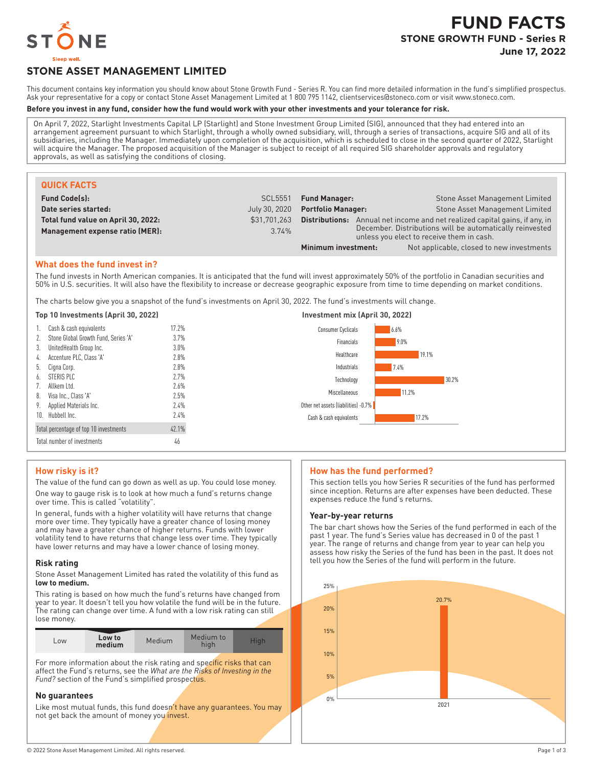# FUND FACTS

## STONE GROWTH FUND - Series R

**June 17, 2022**

## STONE ASSET MANAGEMENT LIMITED

This document contains key information you should know about Stone Growth Fund - Series R. You can find more detailed information in the fund's simplified prospectus. Ask your representative for a copy or contact Stone Asset Management Limited at 1 800 795 1142, clientservices@stoneco.com or visit www.stoneco.com.

**Before you invest in any fund, consider how the fund would work with your other investments and your tolerance for risk.**

On April 7, 2022, Starlight Investments Capital LP (Starlight) and Stone Investment Group Limited (SIG), announced that they had entered into an arrangement agreement pursuant to which Starlight, through a wholly owned subsidiary, will, through a series of transactions, acquire SIG and all of its subsidiaries, including the Manager. Immediately upon completion of the acquisition, which is scheduled to close in the second quarter of 2022, Starlight will acquire the Manager. The proposed acquisition of the Manager is subject to receipt of all required SIG shareholder approvals and regulatory approvals, as well as satisfying the conditions of closing.

### QUICK FACTS

| | | | |
|---|---|---|---|
| **Fund Code(s):** | SCL5551 | **Fund Manager:** | Stone Asset Management Limited |
| **Date series started:** | July 30, 2020 | **Portfolio Manager:** | Stone Asset Management Limited |
| **Total fund value on April 30, 2022:** | $31,701,263 | **Distributions:** | Annual net income and net realized capital gains, if any, in December. Distributions will be automatically reinvested unless you elect to receive them in cash. |
| **Management expense ratio (MER):** | 3.74% | | |
| | | **Minimum investment:** | Not applicable, closed to new investments |

### What does the fund invest in?

The fund invests in North American companies. It is anticipated that the fund will invest approximately 50% of the portfolio in Canadian securities and 50% in U.S. securities. It will also have the flexibility to increase or decrease geographic exposure from time to time depending on market conditions.

The charts below give you a snapshot of the fund's investments on April 30, 2022. The fund's investments will change.

**Top 10 Investments (April 30, 2022)**

| | | |
|---|---|---|
| 1. | Cash & cash equivalents | 17.2% |
| 2. | Stone Global Growth Fund, Series 'A' | 3.7% |
| 3. | UnitedHealth Group Inc. | 3.0% |
| 4. | Accenture PLC, Class 'A' | 2.8% |
| 5. | Cigna Corp. | 2.8% |
| 6. | STERIS PLC | 2.7% |
| 7. | Allkem Ltd. | 2.6% |
| 8. | Visa Inc., Class 'A' | 2.5% |
| 9. | Applied Materials Inc. | 2.4% |
| 10. | Hubbell Inc. | 2.4% |
| | Total percentage of top 10 investments | 42.1% |
| | Total number of investments | 46 |

**Investment mix (April 30, 2022)**

| Sector | % |
|---|---|
| Consumer Cyclicals | 6.6% |
| Financials | 9.0% |
| Healthcare | 19.1% |
| Industrials | 7.4% |
| Technology | 30.2% |
| Miscellaneous | 11.2% |
| Other net assets (liabilities) | -0.7% |
| Cash & cash equivalents | 17.2% |

### How risky is it?

The value of the fund can go down as well as up. You could lose money.

One way to gauge risk is to look at how much a fund's returns change over time. This is called "volatility".

In general, funds with a higher volatility will have returns that change more over time. They typically have a greater chance of losing money and may have a greater chance of higher returns. Funds with lower volatility tend to have returns that change less over time. They typically have lower returns and may have a lower chance of losing money.

#### Risk rating

Stone Asset Management Limited has rated the volatility of this fund as **low to medium.**

This rating is based on how much the fund's returns have changed from year to year. It doesn't tell you how volatile the fund will be in the future. The rating can change over time. A fund with a low risk rating can still lose money.

| Low | **Low to medium** | Medium | Medium to high | High |
|---|---|---|---|---|

For more information about the risk rating and specific risks that can affect the Fund's returns, see the *What are the Risks of Investing in the Fund?* section of the Fund's simplified prospectus.

#### No guarantees

Like most mutual funds, this fund doesn't have any guarantees. You may not get back the amount of money you invest.

### How has the fund performed?

This section tells you how Series R securities of the fund has performed since inception. Returns are after expenses have been deducted. These expenses reduce the fund's returns.

#### Year-by-year returns

The bar chart shows how the Series of the fund performed in each of the past 1 year. The fund's Series value has decreased in 0 of the past 1 year. The range of returns and change from year to year can help you assess how risky the Series of the fund has been in the past. It does not tell you how the Series of the fund will perform in the future.

| Year | Return |
|---|---|
| 2021 | 20.7% |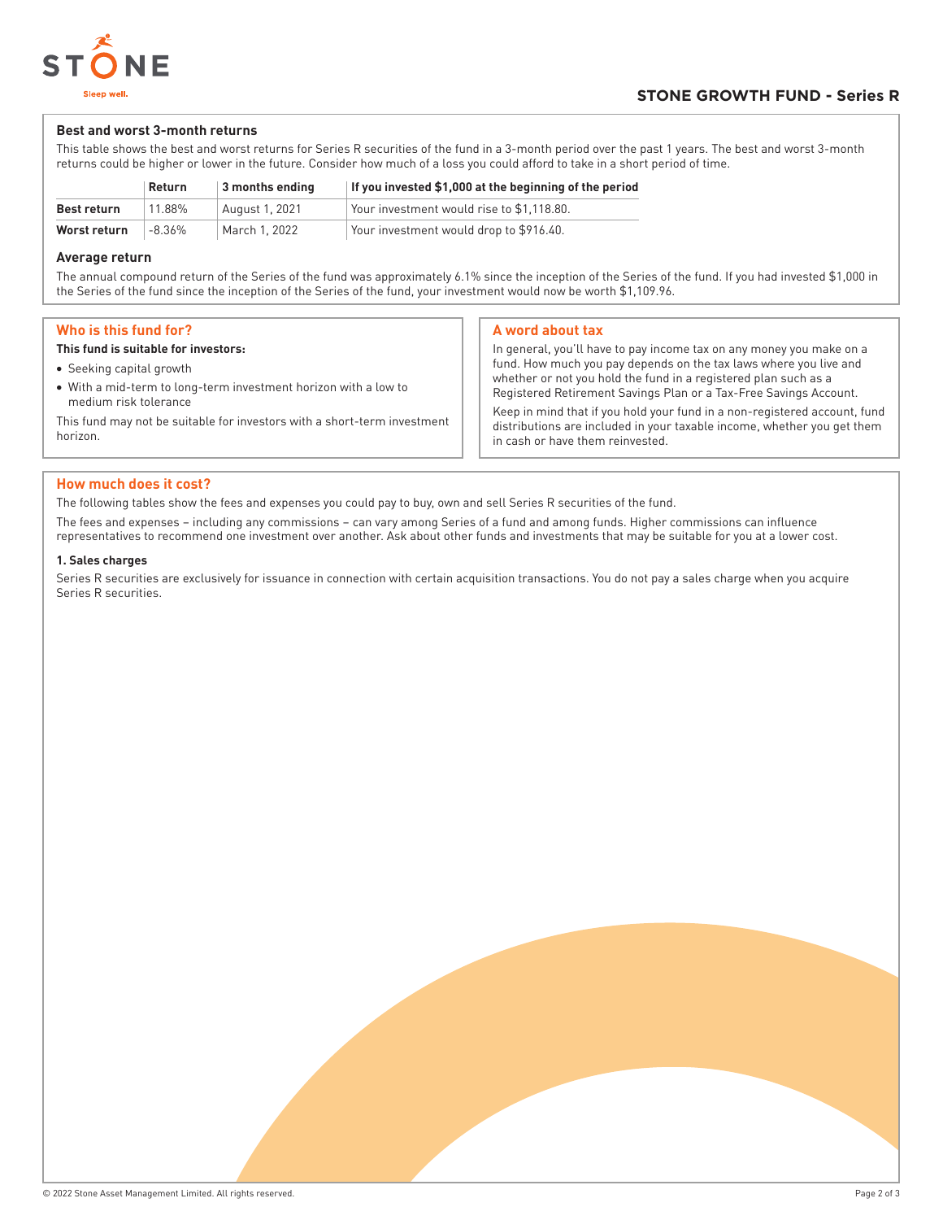## STONE GROWTH FUND - Series R

### Best and worst 3-month returns

This table shows the best and worst returns for Series R securities of the fund in a 3-month period over the past 1 years. The best and worst 3-month returns could be higher or lower in the future. Consider how much of a loss you could afford to take in a short period of time.

| | Return | 3 months ending | If you invested $1,000 at the beginning of the period |
|---|---|---|---|
| **Best return** | 11.88% | August 1, 2021 | Your investment would rise to $1,118.80. |
| **Worst return** | -8.36% | March 1, 2022 | Your investment would drop to $916.40. |

### Average return

The annual compound return of the Series of the fund was approximately 6.1% since the inception of the Series of the fund. If you had invested $1,000 in the Series of the fund since the inception of the Series of the fund, your investment would now be worth $1,109.96.

## Who is this fund for?

**This fund is suitable for investors:**

- Seeking capital growth
- With a mid-term to long-term investment horizon with a low to medium risk tolerance

This fund may not be suitable for investors with a short-term investment horizon.

## A word about tax

In general, you'll have to pay income tax on any money you make on a fund. How much you pay depends on the tax laws where you live and whether or not you hold the fund in a registered plan such as a Registered Retirement Savings Plan or a Tax-Free Savings Account.

Keep in mind that if you hold your fund in a non-registered account, fund distributions are included in your taxable income, whether you get them in cash or have them reinvested.

## How much does it cost?

The following tables show the fees and expenses you could pay to buy, own and sell Series R securities of the fund.

The fees and expenses – including any commissions – can vary among Series of a fund and among funds. Higher commissions can influence representatives to recommend one investment over another. Ask about other funds and investments that may be suitable for you at a lower cost.

### 1. Sales charges

Series R securities are exclusively for issuance in connection with certain acquisition transactions. You do not pay a sales charge when you acquire Series R securities.

© 2022 Stone Asset Management Limited. All rights reserved.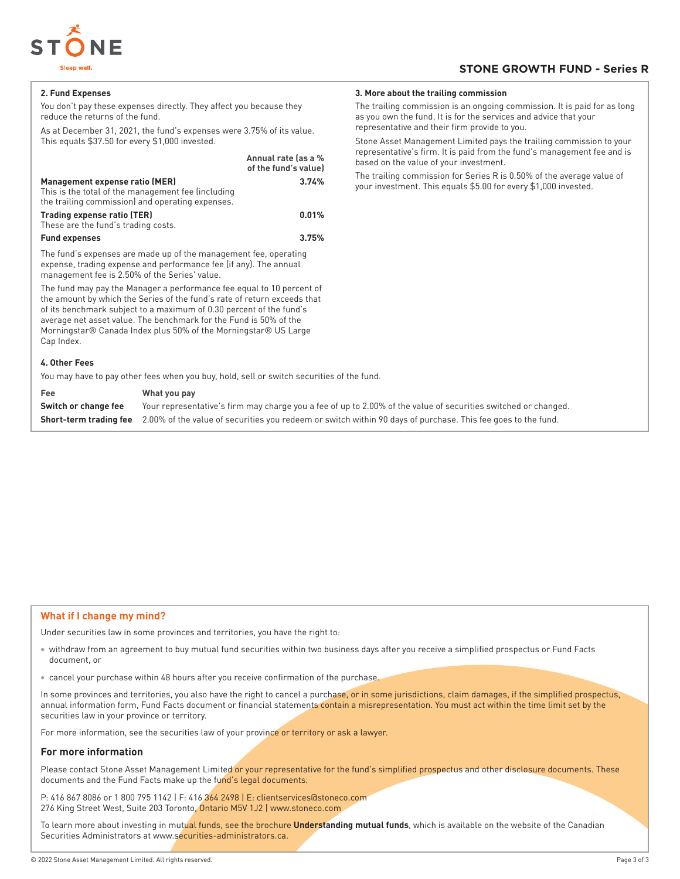# STONE GROWTH FUND - Series R

## 2. Fund Expenses

You don't pay these expenses directly. They affect you because they reduce the returns of the fund.

As at December 31, 2021, the fund's expenses were 3.75% of its value. This equals $37.50 for every $1,000 invested.

| | Annual rate (as a % of the fund's value) |
|---|---|
| **Management expense ratio (MER)**<br>This is the total of the management fee (including the trailing commission) and operating expenses. | 3.74% |
| **Trading expense ratio (TER)**<br>These are the fund's trading costs. | 0.01% |
| **Fund expenses** | 3.75% |

The fund's expenses are made up of the management fee, operating expense, trading expense and performance fee (if any). The annual management fee is 2.50% of the Series' value.

The fund may pay the Manager a performance fee equal to 10 percent of the amount by which the Series of the fund's rate of return exceeds that of its benchmark subject to a maximum of 0.30 percent of the fund's average net asset value. The benchmark for the Fund is 50% of the Morningstar® Canada Index plus 50% of the Morningstar® US Large Cap Index.

## 3. More about the trailing commission

The trailing commission is an ongoing commission. It is paid for as long as you own the fund. It is for the services and advice that your representative and their firm provide to you.

Stone Asset Management Limited pays the trailing commission to your representative's firm. It is paid from the fund's management fee and is based on the value of your investment.

The trailing commission for Series R is 0.50% of the average value of your investment. This equals $5.00 for every $1,000 invested.

## 4. Other Fees

You may have to pay other fees when you buy, hold, sell or switch securities of the fund.

| Fee | What you pay |
|---|---|
| **Switch or change fee** | Your representative's firm may charge you a fee of up to 2.00% of the value of securities switched or changed. |
| **Short-term trading fee** | 2.00% of the value of securities you redeem or switch within 90 days of purchase. This fee goes to the fund. |

## What if I change my mind?

Under securities law in some provinces and territories, you have the right to:

- withdraw from an agreement to buy mutual fund securities within two business days after you receive a simplified prospectus or Fund Facts document, or
- cancel your purchase within 48 hours after you receive confirmation of the purchase.

In some provinces and territories, you also have the right to cancel a purchase, or in some jurisdictions, claim damages, if the simplified prospectus, annual information form, Fund Facts document or financial statements contain a misrepresentation. You must act within the time limit set by the securities law in your province or territory.

For more information, see the securities law of your province or territory or ask a lawyer.

## For more information

Please contact Stone Asset Management Limited or your representative for the fund's simplified prospectus and other disclosure documents. These documents and the Fund Facts make up the fund's legal documents.

P: 416 867 8086 or 1 800 795 1142 | F: 416 364 2498 | E: clientservices@stoneco.com
276 King Street West, Suite 203 Toronto, Ontario M5V 1J2 | www.stoneco.com

To learn more about investing in mutual funds, see the brochure **Understanding mutual funds**, which is available on the website of the Canadian Securities Administrators at www.securities-administrators.ca.

© 2022 Stone Asset Management Limited. All rights reserved.